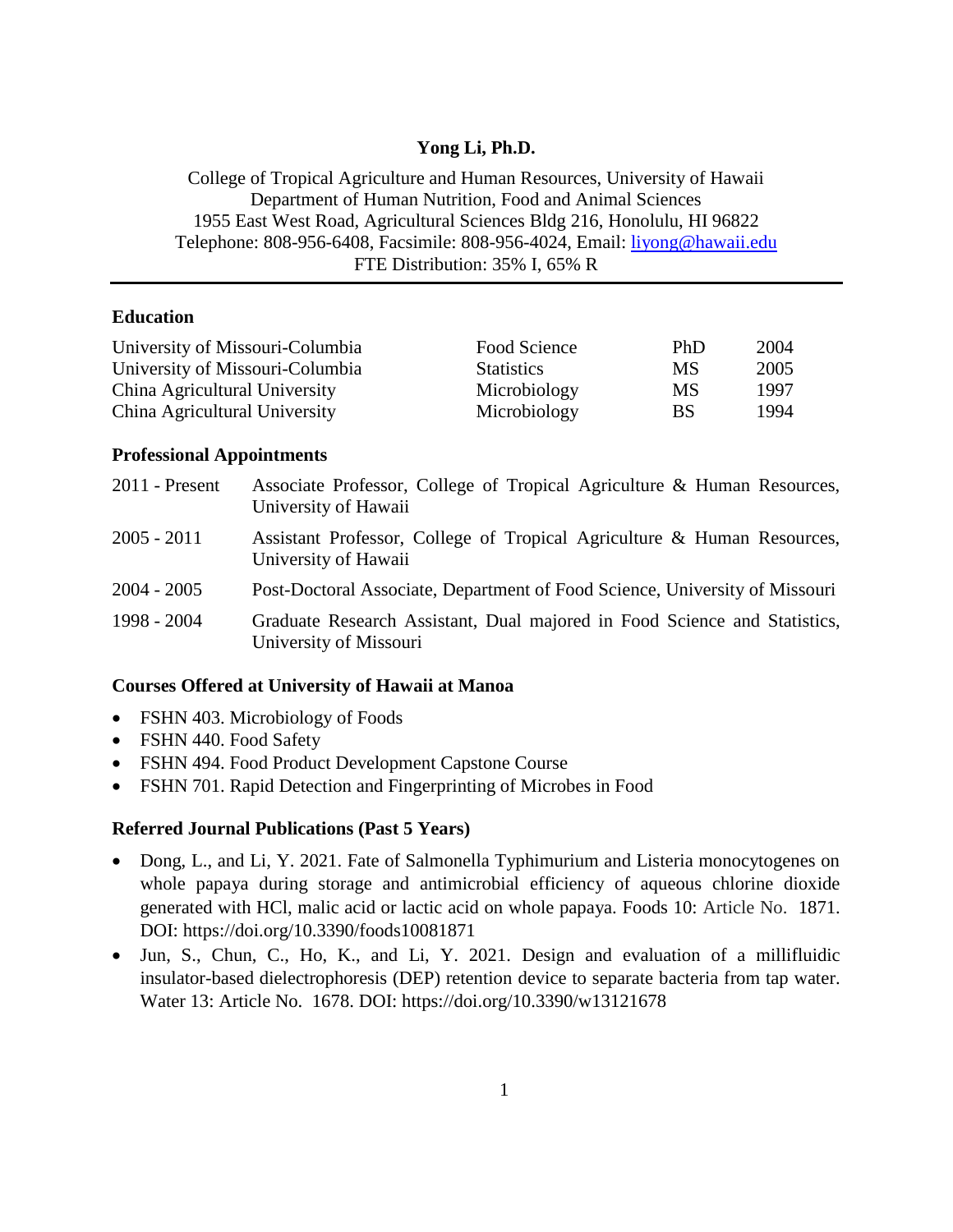# Yong Li, Ph.D.

College of Tropical Agriculture and Human Resources, University of Hawaii
Department of Human Nutrition, Food and Animal Sciences
1955 East West Road, Agricultural Sciences Bldg 216, Honolulu, HI 96822
Telephone: 808-956-6408, Facsimile: 808-956-4024, Email: liyong@hawaii.edu
FTE Distribution: 35% I, 65% R

---

## Education

| | | | |
|---|---|---|---|
| University of Missouri-Columbia | Food Science | PhD | 2004 |
| University of Missouri-Columbia | Statistics | MS | 2005 |
| China Agricultural University | Microbiology | MS | 1997 |
| China Agricultural University | Microbiology | BS | 1994 |

## Professional Appointments

| | |
|---|---|
| 2011 - Present | Associate Professor, College of Tropical Agriculture & Human Resources, University of Hawaii |
| 2005 - 2011 | Assistant Professor, College of Tropical Agriculture & Human Resources, University of Hawaii |
| 2004 - 2005 | Post-Doctoral Associate, Department of Food Science, University of Missouri |
| 1998 - 2004 | Graduate Research Assistant, Dual majored in Food Science and Statistics, University of Missouri |

## Courses Offered at University of Hawaii at Manoa

- FSHN 403. Microbiology of Foods
- FSHN 440. Food Safety
- FSHN 494. Food Product Development Capstone Course
- FSHN 701. Rapid Detection and Fingerprinting of Microbes in Food

## Referred Journal Publications (Past 5 Years)

- Dong, L., and Li, Y. 2021. Fate of Salmonella Typhimurium and Listeria monocytogenes on whole papaya during storage and antimicrobial efficiency of aqueous chlorine dioxide generated with HCl, malic acid or lactic acid on whole papaya. Foods 10: Article No. 1871. DOI: https://doi.org/10.3390/foods10081871
- Jun, S., Chun, C., Ho, K., and Li, Y. 2021. Design and evaluation of a millifluidic insulator-based dielectrophoresis (DEP) retention device to separate bacteria from tap water. Water 13: Article No. 1678. DOI: https://doi.org/10.3390/w13121678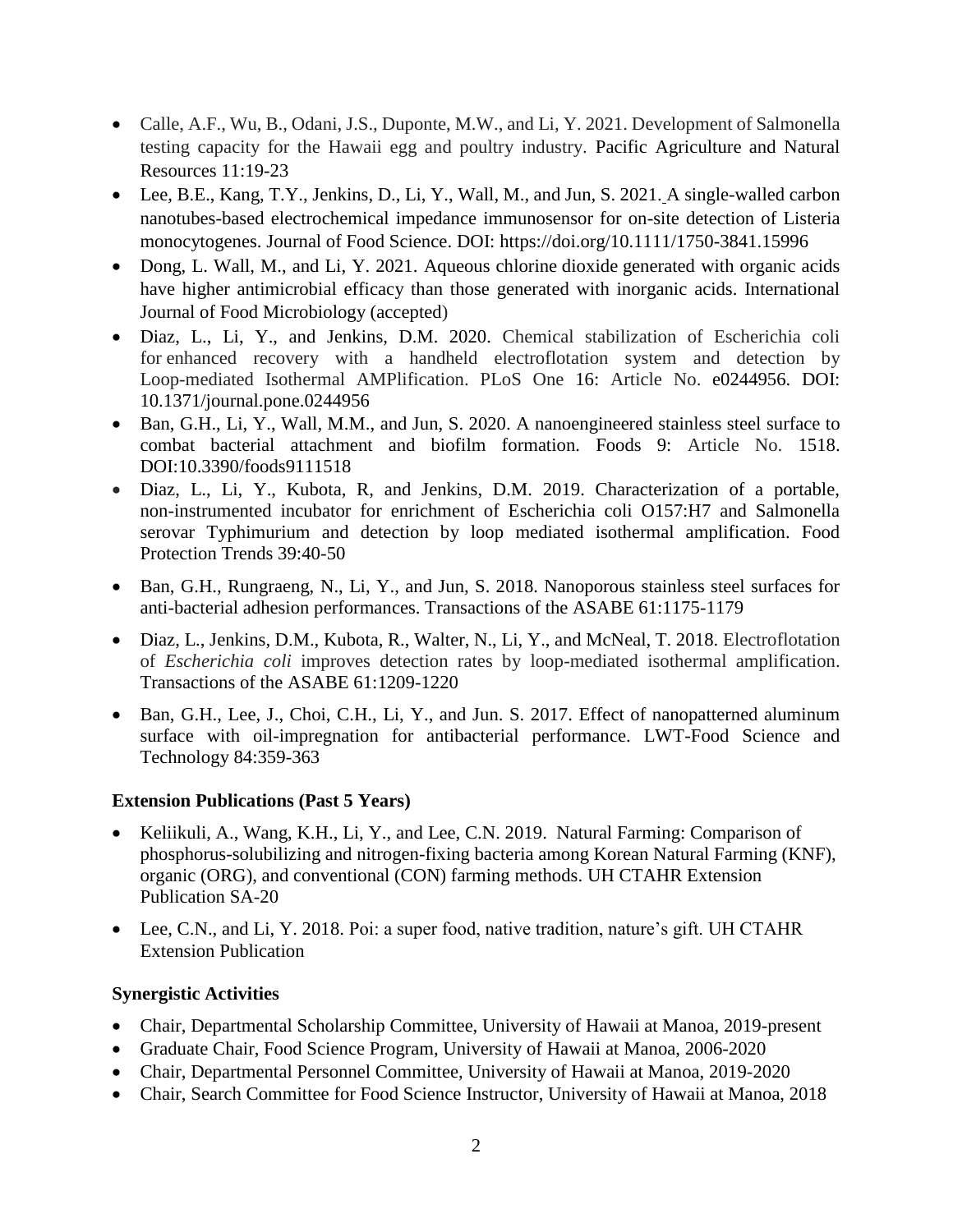- Calle, A.F., Wu, B., Odani, J.S., Duponte, M.W., and Li, Y. 2021. Development of Salmonella testing capacity for the Hawaii egg and poultry industry. Pacific Agriculture and Natural Resources 11:19-23
- Lee, B.E., Kang, T.Y., Jenkins, D., Li, Y., Wall, M., and Jun, S. 2021. A single-walled carbon nanotubes-based electrochemical impedance immunosensor for on-site detection of Listeria monocytogenes. Journal of Food Science. DOI: https://doi.org/10.1111/1750-3841.15996
- Dong, L. Wall, M., and Li, Y. 2021. Aqueous chlorine dioxide generated with organic acids have higher antimicrobial efficacy than those generated with inorganic acids. International Journal of Food Microbiology (accepted)
- Diaz, L., Li, Y., and Jenkins, D.M. 2020. Chemical stabilization of Escherichia coli for enhanced recovery with a handheld electroflotation system and detection by Loop-mediated Isothermal AMPlification. PLoS One 16: Article No. e0244956. DOI: 10.1371/journal.pone.0244956
- Ban, G.H., Li, Y., Wall, M.M., and Jun, S. 2020. A nanoengineered stainless steel surface to combat bacterial attachment and biofilm formation. Foods 9: Article No. 1518. DOI:10.3390/foods9111518
- Diaz, L., Li, Y., Kubota, R, and Jenkins, D.M. 2019. Characterization of a portable, non-instrumented incubator for enrichment of Escherichia coli O157:H7 and Salmonella serovar Typhimurium and detection by loop mediated isothermal amplification. Food Protection Trends 39:40-50
- Ban, G.H., Rungraeng, N., Li, Y., and Jun, S. 2018. Nanoporous stainless steel surfaces for anti-bacterial adhesion performances. Transactions of the ASABE 61:1175-1179
- Diaz, L., Jenkins, D.M., Kubota, R., Walter, N., Li, Y., and McNeal, T. 2018. Electroflotation of *Escherichia coli* improves detection rates by loop-mediated isothermal amplification. Transactions of the ASABE 61:1209-1220
- Ban, G.H., Lee, J., Choi, C.H., Li, Y., and Jun. S. 2017. Effect of nanopatterned aluminum surface with oil-impregnation for antibacterial performance. LWT-Food Science and Technology 84:359-363

### Extension Publications (Past 5 Years)

- Keliikuli, A., Wang, K.H., Li, Y., and Lee, C.N. 2019. Natural Farming: Comparison of phosphorus-solubilizing and nitrogen-fixing bacteria among Korean Natural Farming (KNF), organic (ORG), and conventional (CON) farming methods. UH CTAHR Extension Publication SA-20
- Lee, C.N., and Li, Y. 2018. Poi: a super food, native tradition, nature's gift. UH CTAHR Extension Publication

### Synergistic Activities

- Chair, Departmental Scholarship Committee, University of Hawaii at Manoa, 2019-present
- Graduate Chair, Food Science Program, University of Hawaii at Manoa, 2006-2020
- Chair, Departmental Personnel Committee, University of Hawaii at Manoa, 2019-2020
- Chair, Search Committee for Food Science Instructor, University of Hawaii at Manoa, 2018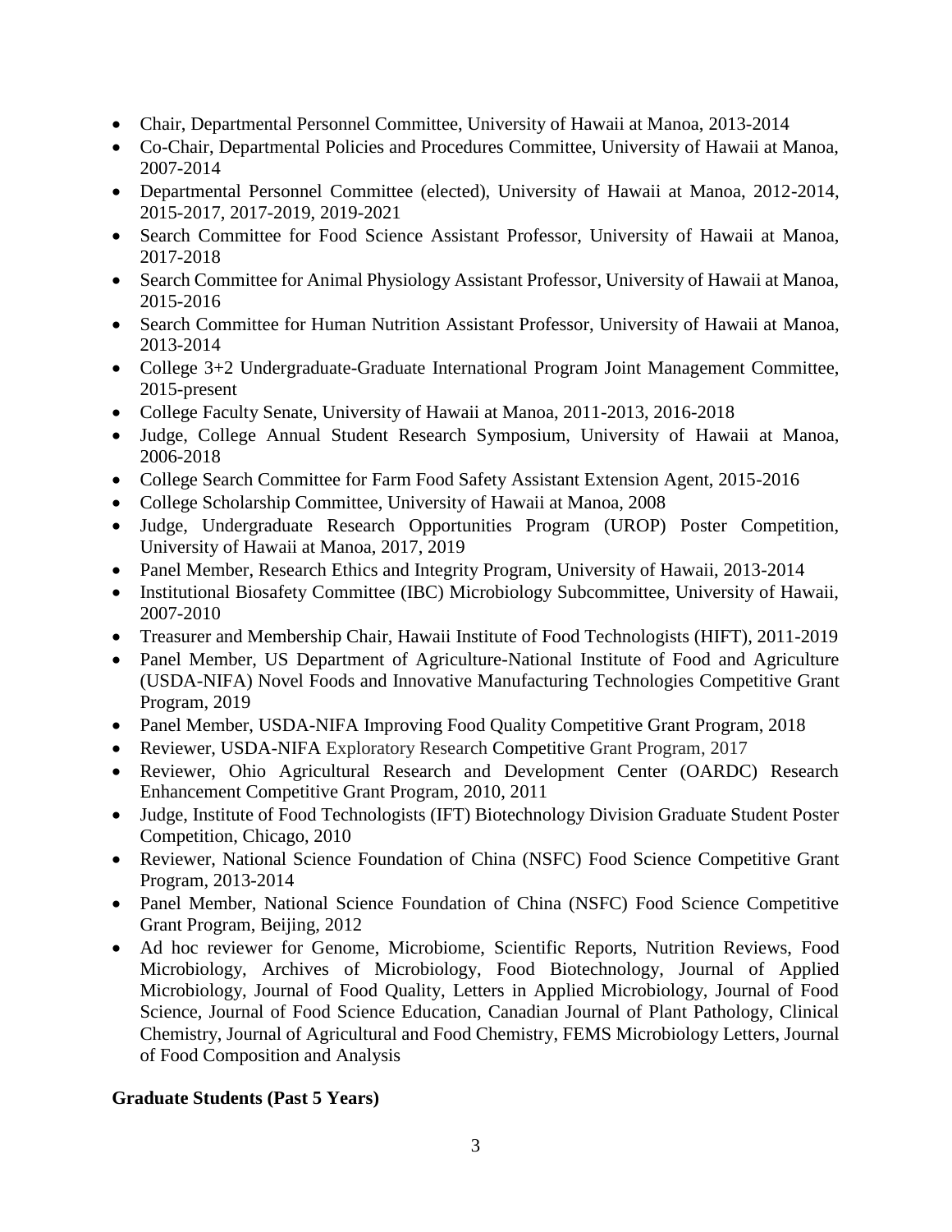- Chair, Departmental Personnel Committee, University of Hawaii at Manoa, 2013-2014
- Co-Chair, Departmental Policies and Procedures Committee, University of Hawaii at Manoa, 2007-2014
- Departmental Personnel Committee (elected), University of Hawaii at Manoa, 2012-2014, 2015-2017, 2017-2019, 2019-2021
- Search Committee for Food Science Assistant Professor, University of Hawaii at Manoa, 2017-2018
- Search Committee for Animal Physiology Assistant Professor, University of Hawaii at Manoa, 2015-2016
- Search Committee for Human Nutrition Assistant Professor, University of Hawaii at Manoa, 2013-2014
- College 3+2 Undergraduate-Graduate International Program Joint Management Committee, 2015-present
- College Faculty Senate, University of Hawaii at Manoa, 2011-2013, 2016-2018
- Judge, College Annual Student Research Symposium, University of Hawaii at Manoa, 2006-2018
- College Search Committee for Farm Food Safety Assistant Extension Agent, 2015-2016
- College Scholarship Committee, University of Hawaii at Manoa, 2008
- Judge, Undergraduate Research Opportunities Program (UROP) Poster Competition, University of Hawaii at Manoa, 2017, 2019
- Panel Member, Research Ethics and Integrity Program, University of Hawaii, 2013-2014
- Institutional Biosafety Committee (IBC) Microbiology Subcommittee, University of Hawaii, 2007-2010
- Treasurer and Membership Chair, Hawaii Institute of Food Technologists (HIFT), 2011-2019
- Panel Member, US Department of Agriculture-National Institute of Food and Agriculture (USDA-NIFA) Novel Foods and Innovative Manufacturing Technologies Competitive Grant Program, 2019
- Panel Member, USDA-NIFA Improving Food Quality Competitive Grant Program, 2018
- Reviewer, USDA-NIFA Exploratory Research Competitive Grant Program, 2017
- Reviewer, Ohio Agricultural Research and Development Center (OARDC) Research Enhancement Competitive Grant Program, 2010, 2011
- Judge, Institute of Food Technologists (IFT) Biotechnology Division Graduate Student Poster Competition, Chicago, 2010
- Reviewer, National Science Foundation of China (NSFC) Food Science Competitive Grant Program, 2013-2014
- Panel Member, National Science Foundation of China (NSFC) Food Science Competitive Grant Program, Beijing, 2012
- Ad hoc reviewer for Genome, Microbiome, Scientific Reports, Nutrition Reviews, Food Microbiology, Archives of Microbiology, Food Biotechnology, Journal of Applied Microbiology, Journal of Food Quality, Letters in Applied Microbiology, Journal of Food Science, Journal of Food Science Education, Canadian Journal of Plant Pathology, Clinical Chemistry, Journal of Agricultural and Food Chemistry, FEMS Microbiology Letters, Journal of Food Composition and Analysis

**Graduate Students (Past 5 Years)**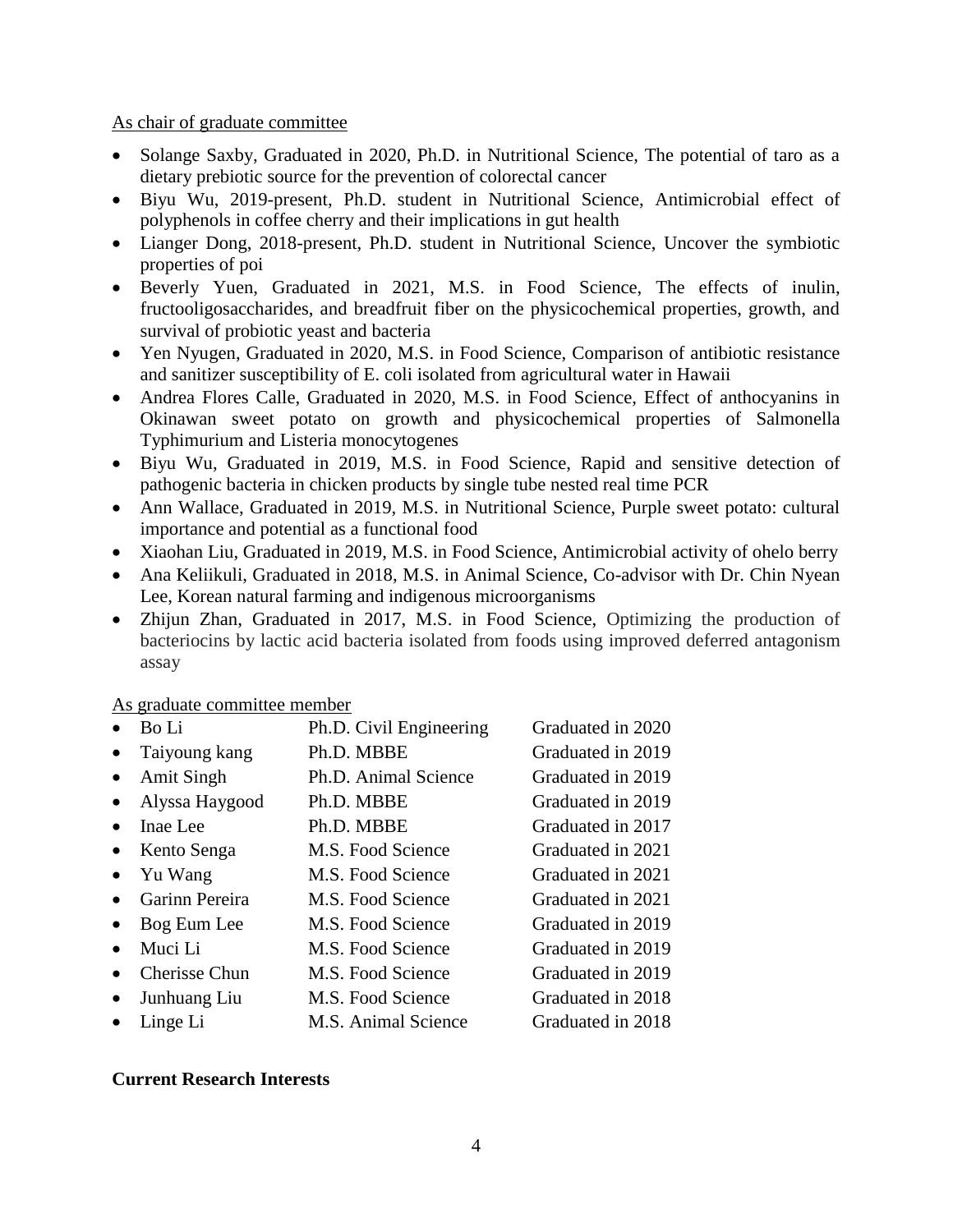As chair of graduate committee

- Solange Saxby, Graduated in 2020, Ph.D. in Nutritional Science, The potential of taro as a dietary prebiotic source for the prevention of colorectal cancer
- Biyu Wu, 2019-present, Ph.D. student in Nutritional Science, Antimicrobial effect of polyphenols in coffee cherry and their implications in gut health
- Lianger Dong, 2018-present, Ph.D. student in Nutritional Science, Uncover the symbiotic properties of poi
- Beverly Yuen, Graduated in 2021, M.S. in Food Science, The effects of inulin, fructooligosaccharides, and breadfruit fiber on the physicochemical properties, growth, and survival of probiotic yeast and bacteria
- Yen Nyugen, Graduated in 2020, M.S. in Food Science, Comparison of antibiotic resistance and sanitizer susceptibility of E. coli isolated from agricultural water in Hawaii
- Andrea Flores Calle, Graduated in 2020, M.S. in Food Science, Effect of anthocyanins in Okinawan sweet potato on growth and physicochemical properties of Salmonella Typhimurium and Listeria monocytogenes
- Biyu Wu, Graduated in 2019, M.S. in Food Science, Rapid and sensitive detection of pathogenic bacteria in chicken products by single tube nested real time PCR
- Ann Wallace, Graduated in 2019, M.S. in Nutritional Science, Purple sweet potato: cultural importance and potential as a functional food
- Xiaohan Liu, Graduated in 2019, M.S. in Food Science, Antimicrobial activity of ohelo berry
- Ana Keliikuli, Graduated in 2018, M.S. in Animal Science, Co-advisor with Dr. Chin Nyean Lee, Korean natural farming and indigenous microorganisms
- Zhijun Zhan, Graduated in 2017, M.S. in Food Science, Optimizing the production of bacteriocins by lactic acid bacteria isolated from foods using improved deferred antagonism assay

As graduate committee member

- Bo Li — Ph.D. Civil Engineering — Graduated in 2020
- Taiyoung kang — Ph.D. MBBE — Graduated in 2019
- Amit Singh — Ph.D. Animal Science — Graduated in 2019
- Alyssa Haygood — Ph.D. MBBE — Graduated in 2019
- Inae Lee — Ph.D. MBBE — Graduated in 2017
- Kento Senga — M.S. Food Science — Graduated in 2021
- Yu Wang — M.S. Food Science — Graduated in 2021
- Garinn Pereira — M.S. Food Science — Graduated in 2021
- Bog Eum Lee — M.S. Food Science — Graduated in 2019
- Muci Li — M.S. Food Science — Graduated in 2019
- Cherisse Chun — M.S. Food Science — Graduated in 2019
- Junhuang Liu — M.S. Food Science — Graduated in 2018
- Linge Li — M.S. Animal Science — Graduated in 2018

**Current Research Interests**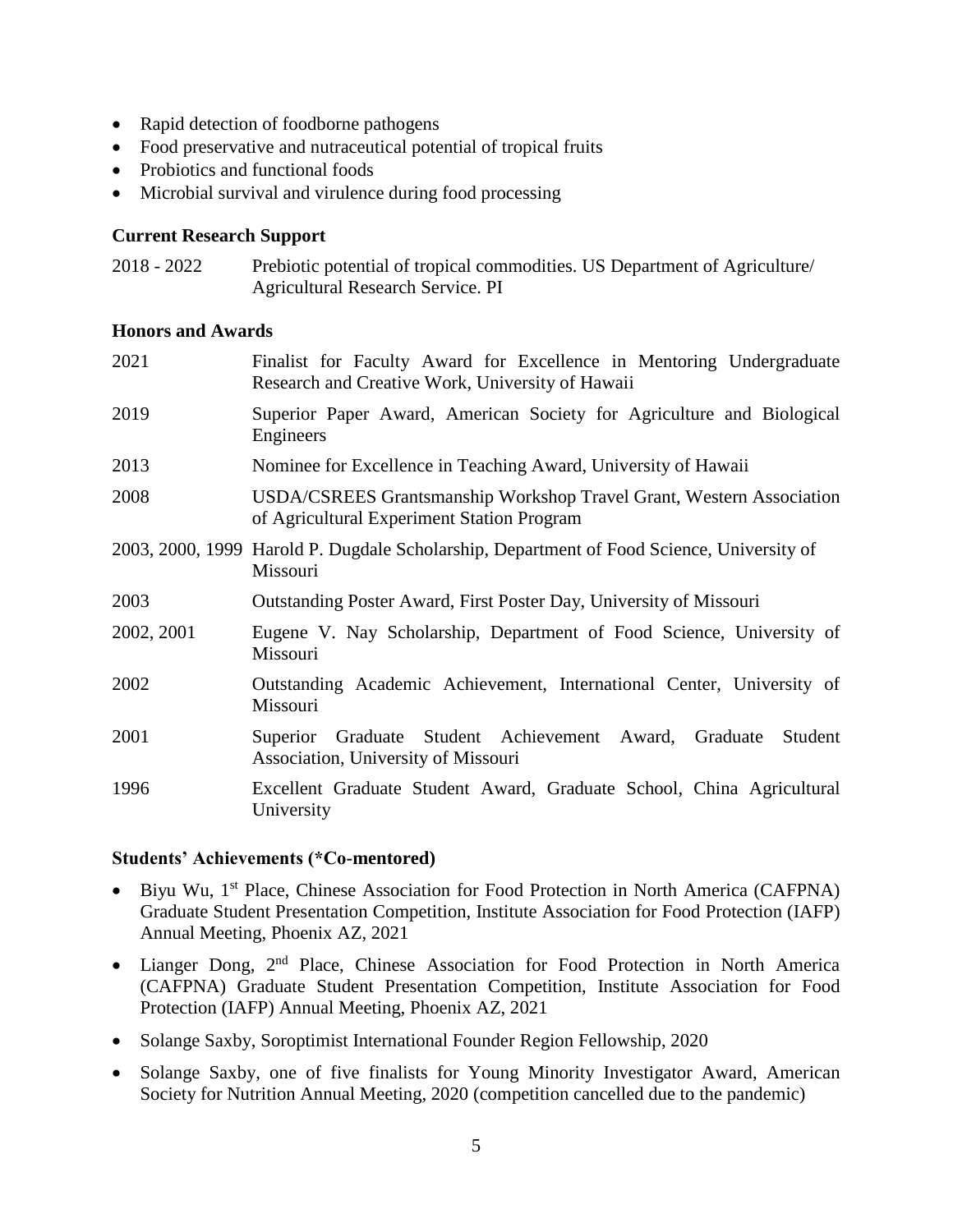- Rapid detection of foodborne pathogens
- Food preservative and nutraceutical potential of tropical fruits
- Probiotics and functional foods
- Microbial survival and virulence during food processing

### Current Research Support

2018 - 2022 Prebiotic potential of tropical commodities. US Department of Agriculture/ Agricultural Research Service. PI

### Honors and Awards

2021 Finalist for Faculty Award for Excellence in Mentoring Undergraduate Research and Creative Work, University of Hawaii

2019 Superior Paper Award, American Society for Agriculture and Biological Engineers

2013 Nominee for Excellence in Teaching Award, University of Hawaii

2008 USDA/CSREES Grantsmanship Workshop Travel Grant, Western Association of Agricultural Experiment Station Program

2003, 2000, 1999 Harold P. Dugdale Scholarship, Department of Food Science, University of Missouri

2003 Outstanding Poster Award, First Poster Day, University of Missouri

2002, 2001 Eugene V. Nay Scholarship, Department of Food Science, University of Missouri

2002 Outstanding Academic Achievement, International Center, University of Missouri

2001 Superior Graduate Student Achievement Award, Graduate Student Association, University of Missouri

1996 Excellent Graduate Student Award, Graduate School, China Agricultural University

### Students' Achievements (*Co-mentored)

- Biyu Wu, 1st Place, Chinese Association for Food Protection in North America (CAFPNA) Graduate Student Presentation Competition, Institute Association for Food Protection (IAFP) Annual Meeting, Phoenix AZ, 2021
- Lianger Dong, 2nd Place, Chinese Association for Food Protection in North America (CAFPNA) Graduate Student Presentation Competition, Institute Association for Food Protection (IAFP) Annual Meeting, Phoenix AZ, 2021
- Solange Saxby, Soroptimist International Founder Region Fellowship, 2020
- Solange Saxby, one of five finalists for Young Minority Investigator Award, American Society for Nutrition Annual Meeting, 2020 (competition cancelled due to the pandemic)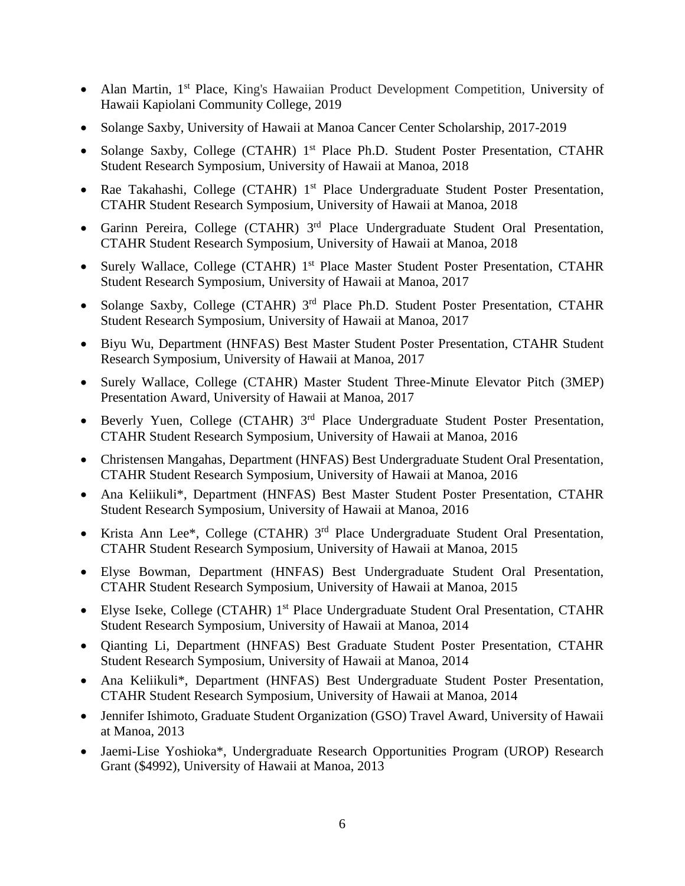- Alan Martin, 1st Place, King's Hawaiian Product Development Competition, University of Hawaii Kapiolani Community College, 2019
- Solange Saxby, University of Hawaii at Manoa Cancer Center Scholarship, 2017-2019
- Solange Saxby, College (CTAHR) 1st Place Ph.D. Student Poster Presentation, CTAHR Student Research Symposium, University of Hawaii at Manoa, 2018
- Rae Takahashi, College (CTAHR) 1st Place Undergraduate Student Poster Presentation, CTAHR Student Research Symposium, University of Hawaii at Manoa, 2018
- Garinn Pereira, College (CTAHR) 3rd Place Undergraduate Student Oral Presentation, CTAHR Student Research Symposium, University of Hawaii at Manoa, 2018
- Surely Wallace, College (CTAHR) 1st Place Master Student Poster Presentation, CTAHR Student Research Symposium, University of Hawaii at Manoa, 2017
- Solange Saxby, College (CTAHR) 3rd Place Ph.D. Student Poster Presentation, CTAHR Student Research Symposium, University of Hawaii at Manoa, 2017
- Biyu Wu, Department (HNFAS) Best Master Student Poster Presentation, CTAHR Student Research Symposium, University of Hawaii at Manoa, 2017
- Surely Wallace, College (CTAHR) Master Student Three-Minute Elevator Pitch (3MEP) Presentation Award, University of Hawaii at Manoa, 2017
- Beverly Yuen, College (CTAHR) 3rd Place Undergraduate Student Poster Presentation, CTAHR Student Research Symposium, University of Hawaii at Manoa, 2016
- Christensen Mangahas, Department (HNFAS) Best Undergraduate Student Oral Presentation, CTAHR Student Research Symposium, University of Hawaii at Manoa, 2016
- Ana Keliikuli*, Department (HNFAS) Best Master Student Poster Presentation, CTAHR Student Research Symposium, University of Hawaii at Manoa, 2016
- Krista Ann Lee*, College (CTAHR) 3rd Place Undergraduate Student Oral Presentation, CTAHR Student Research Symposium, University of Hawaii at Manoa, 2015
- Elyse Bowman, Department (HNFAS) Best Undergraduate Student Oral Presentation, CTAHR Student Research Symposium, University of Hawaii at Manoa, 2015
- Elyse Iseke, College (CTAHR) 1st Place Undergraduate Student Oral Presentation, CTAHR Student Research Symposium, University of Hawaii at Manoa, 2014
- Qianting Li, Department (HNFAS) Best Graduate Student Poster Presentation, CTAHR Student Research Symposium, University of Hawaii at Manoa, 2014
- Ana Keliikuli*, Department (HNFAS) Best Undergraduate Student Poster Presentation, CTAHR Student Research Symposium, University of Hawaii at Manoa, 2014
- Jennifer Ishimoto, Graduate Student Organization (GSO) Travel Award, University of Hawaii at Manoa, 2013
- Jaemi-Lise Yoshioka*, Undergraduate Research Opportunities Program (UROP) Research Grant ($4992), University of Hawaii at Manoa, 2013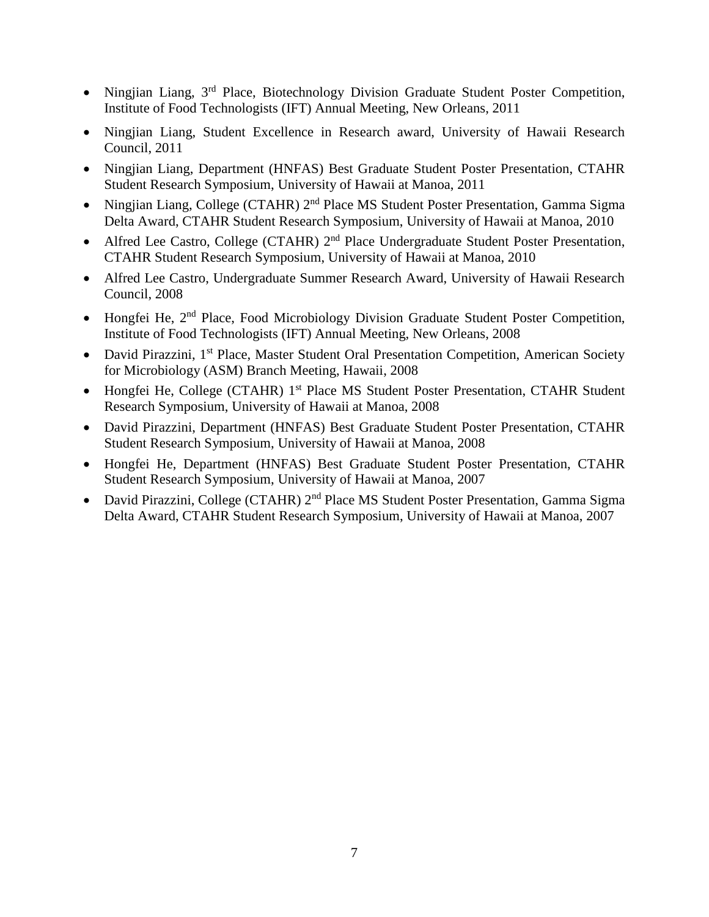- Ningjian Liang, 3rd Place, Biotechnology Division Graduate Student Poster Competition, Institute of Food Technologists (IFT) Annual Meeting, New Orleans, 2011
- Ningjian Liang, Student Excellence in Research award, University of Hawaii Research Council, 2011
- Ningjian Liang, Department (HNFAS) Best Graduate Student Poster Presentation, CTAHR Student Research Symposium, University of Hawaii at Manoa, 2011
- Ningjian Liang, College (CTAHR) 2nd Place MS Student Poster Presentation, Gamma Sigma Delta Award, CTAHR Student Research Symposium, University of Hawaii at Manoa, 2010
- Alfred Lee Castro, College (CTAHR) 2nd Place Undergraduate Student Poster Presentation, CTAHR Student Research Symposium, University of Hawaii at Manoa, 2010
- Alfred Lee Castro, Undergraduate Summer Research Award, University of Hawaii Research Council, 2008
- Hongfei He, 2nd Place, Food Microbiology Division Graduate Student Poster Competition, Institute of Food Technologists (IFT) Annual Meeting, New Orleans, 2008
- David Pirazzini, 1st Place, Master Student Oral Presentation Competition, American Society for Microbiology (ASM) Branch Meeting, Hawaii, 2008
- Hongfei He, College (CTAHR) 1st Place MS Student Poster Presentation, CTAHR Student Research Symposium, University of Hawaii at Manoa, 2008
- David Pirazzini, Department (HNFAS) Best Graduate Student Poster Presentation, CTAHR Student Research Symposium, University of Hawaii at Manoa, 2008
- Hongfei He, Department (HNFAS) Best Graduate Student Poster Presentation, CTAHR Student Research Symposium, University of Hawaii at Manoa, 2007
- David Pirazzini, College (CTAHR) 2nd Place MS Student Poster Presentation, Gamma Sigma Delta Award, CTAHR Student Research Symposium, University of Hawaii at Manoa, 2007